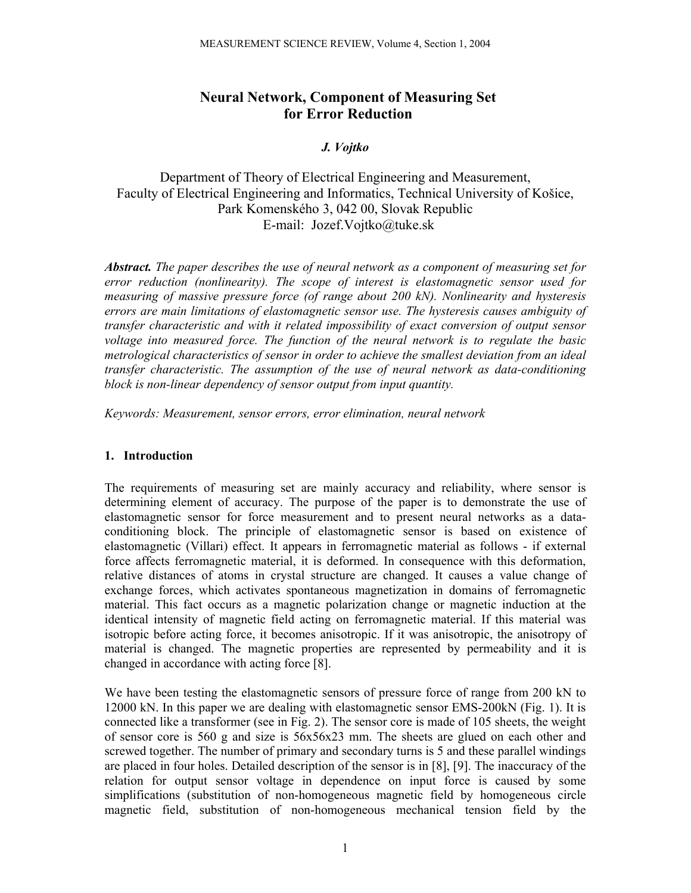# Neural Network, Component of Measuring Set for Error Reduction

***J. Vojtko***

Department of Theory of Electrical Engineering and Measurement,
Faculty of Electrical Engineering and Informatics, Technical University of Košice,
Park Komenského 3, 042 00, Slovak Republic
E-mail: Jozef.Vojtko@tuke.sk

***Abstract.*** *The paper describes the use of neural network as a component of measuring set for error reduction (nonlinearity). The scope of interest is elastomagnetic sensor used for measuring of massive pressure force (of range about 200 kN). Nonlinearity and hysteresis errors are main limitations of elastomagnetic sensor use. The hysteresis causes ambiguity of transfer characteristic and with it related impossibility of exact conversion of output sensor voltage into measured force. The function of the neural network is to regulate the basic metrological characteristics of sensor in order to achieve the smallest deviation from an ideal transfer characteristic. The assumption of the use of neural network as data-conditioning block is non-linear dependency of sensor output from input quantity.*

*Keywords: Measurement, sensor errors, error elimination, neural network*

## 1. Introduction

The requirements of measuring set are mainly accuracy and reliability, where sensor is determining element of accuracy. The purpose of the paper is to demonstrate the use of elastomagnetic sensor for force measurement and to present neural networks as a data-conditioning block. The principle of elastomagnetic sensor is based on existence of elastomagnetic (Villari) effect. It appears in ferromagnetic material as follows - if external force affects ferromagnetic material, it is deformed. In consequence with this deformation, relative distances of atoms in crystal structure are changed. It causes a value change of exchange forces, which activates spontaneous magnetization in domains of ferromagnetic material. This fact occurs as a magnetic polarization change or magnetic induction at the identical intensity of magnetic field acting on ferromagnetic material. If this material was isotropic before acting force, it becomes anisotropic. If it was anisotropic, the anisotropy of material is changed. The magnetic properties are represented by permeability and it is changed in accordance with acting force [8].

We have been testing the elastomagnetic sensors of pressure force of range from 200 kN to 12000 kN. In this paper we are dealing with elastomagnetic sensor EMS-200kN (Fig. 1). It is connected like a transformer (see in Fig. 2). The sensor core is made of 105 sheets, the weight of sensor core is 560 g and size is 56x56x23 mm. The sheets are glued on each other and screwed together. The number of primary and secondary turns is 5 and these parallel windings are placed in four holes. Detailed description of the sensor is in [8], [9]. The inaccuracy of the relation for output sensor voltage in dependence on input force is caused by some simplifications (substitution of non-homogeneous magnetic field by homogeneous circle magnetic field, substitution of non-homogeneous mechanical tension field by the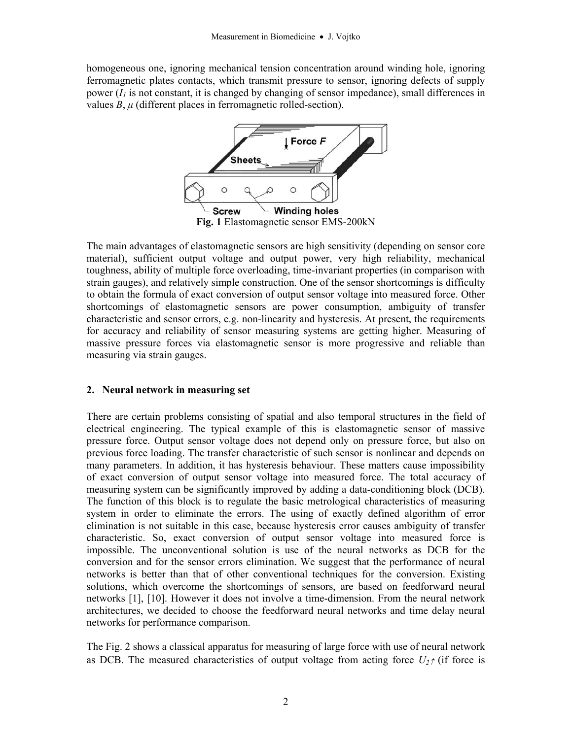homogeneous one, ignoring mechanical tension concentration around winding hole, ignoring ferromagnetic plates contacts, which transmit pressure to sensor, ignoring defects of supply power ($I_1$ is not constant, it is changed by changing of sensor impedance), small differences in values $B$, $\mu$ (different places in ferromagnetic rolled-section).

**Fig. 1** Elastomagnetic sensor EMS-200kN

The main advantages of elastomagnetic sensors are high sensitivity (depending on sensor core material), sufficient output voltage and output power, very high reliability, mechanical toughness, ability of multiple force overloading, time-invariant properties (in comparison with strain gauges), and relatively simple construction. One of the sensor shortcomings is difficulty to obtain the formula of exact conversion of output sensor voltage into measured force. Other shortcomings of elastomagnetic sensors are power consumption, ambiguity of transfer characteristic and sensor errors, e.g. non-linearity and hysteresis. At present, the requirements for accuracy and reliability of sensor measuring systems are getting higher. Measuring of massive pressure forces via elastomagnetic sensor is more progressive and reliable than measuring via strain gauges.

## 2. Neural network in measuring set

There are certain problems consisting of spatial and also temporal structures in the field of electrical engineering. The typical example of this is elastomagnetic sensor of massive pressure force. Output sensor voltage does not depend only on pressure force, but also on previous force loading. The transfer characteristic of such sensor is nonlinear and depends on many parameters. In addition, it has hysteresis behaviour. These matters cause impossibility of exact conversion of output sensor voltage into measured force. The total accuracy of measuring system can be significantly improved by adding a data-conditioning block (DCB). The function of this block is to regulate the basic metrological characteristics of measuring system in order to eliminate the errors. The using of exactly defined algorithm of error elimination is not suitable in this case, because hysteresis error causes ambiguity of transfer characteristic. So, exact conversion of output sensor voltage into measured force is impossible. The unconventional solution is use of the neural networks as DCB for the conversion and for the sensor errors elimination. We suggest that the performance of neural networks is better than that of other conventional techniques for the conversion. Existing solutions, which overcome the shortcomings of sensors, are based on feedforward neural networks [1], [10]. However it does not involve a time-dimension. From the neural network architectures, we decided to choose the feedforward neural networks and time delay neural networks for performance comparison.

The Fig. 2 shows a classical apparatus for measuring of large force with use of neural network as DCB. The measured characteristics of output voltage from acting force $U_{2\uparrow}$ (if force is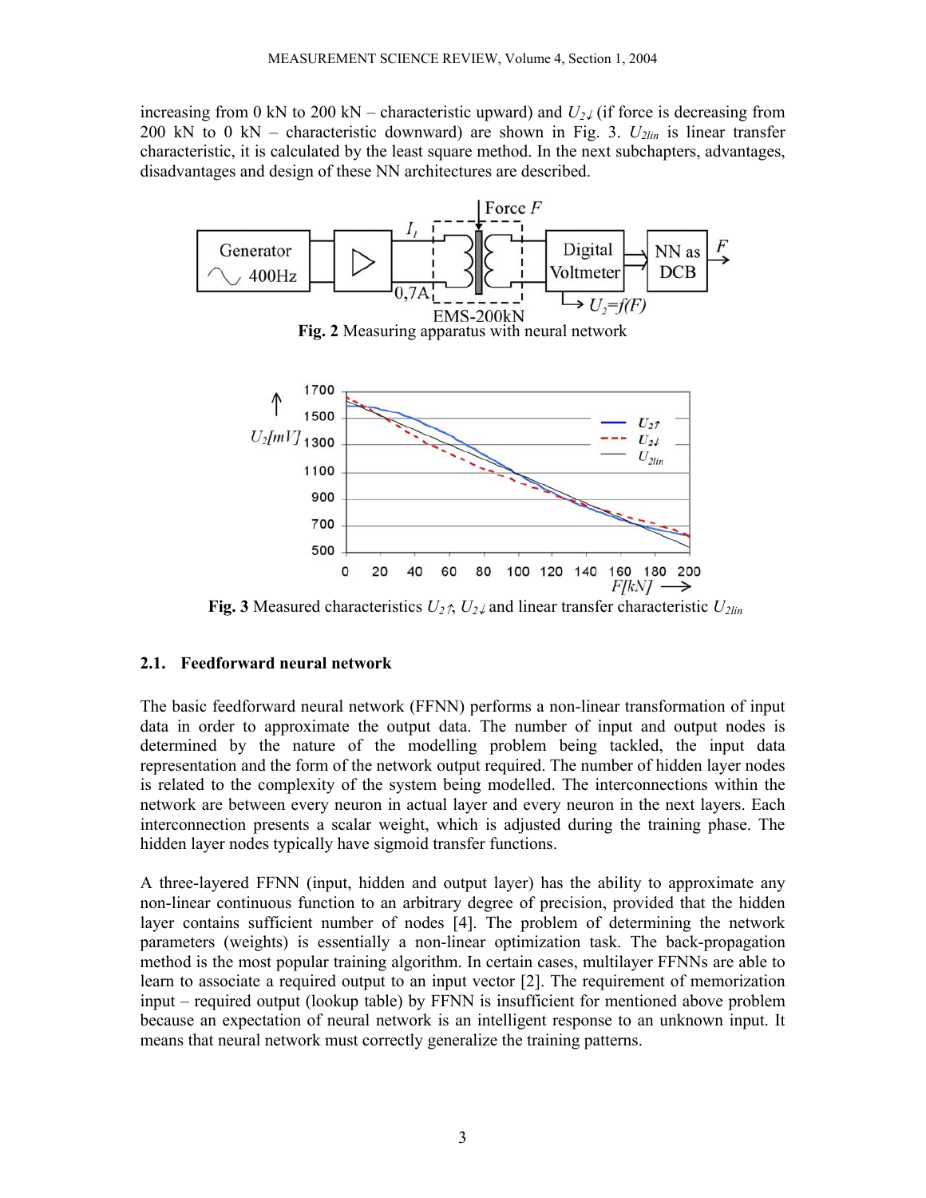increasing from 0 kN to 200 kN – characteristic upward) and $U_{2\downarrow}$ (if force is decreasing from 200 kN to 0 kN – characteristic downward) are shown in Fig. 3. $U_{2lin}$ is linear transfer characteristic, it is calculated by the least square method. In the next subchapters, advantages, disadvantages and design of these NN architectures are described.

**Fig. 2** Measuring apparatus with neural network

**Fig. 3** Measured characteristics $U_{2\uparrow}$, $U_{2\downarrow}$ and linear transfer characteristic $U_{2lin}$

### 2.1. Feedforward neural network

The basic feedforward neural network (FFNN) performs a non-linear transformation of input data in order to approximate the output data. The number of input and output nodes is determined by the nature of the modelling problem being tackled, the input data representation and the form of the network output required. The number of hidden layer nodes is related to the complexity of the system being modelled. The interconnections within the network are between every neuron in actual layer and every neuron in the next layers. Each interconnection presents a scalar weight, which is adjusted during the training phase. The hidden layer nodes typically have sigmoid transfer functions.

A three-layered FFNN (input, hidden and output layer) has the ability to approximate any non-linear continuous function to an arbitrary degree of precision, provided that the hidden layer contains sufficient number of nodes [4]. The problem of determining the network parameters (weights) is essentially a non-linear optimization task. The back-propagation method is the most popular training algorithm. In certain cases, multilayer FFNNs are able to learn to associate a required output to an input vector [2]. The requirement of memorization input – required output (lookup table) by FFNN is insufficient for mentioned above problem because an expectation of neural network is an intelligent response to an unknown input. It means that neural network must correctly generalize the training patterns.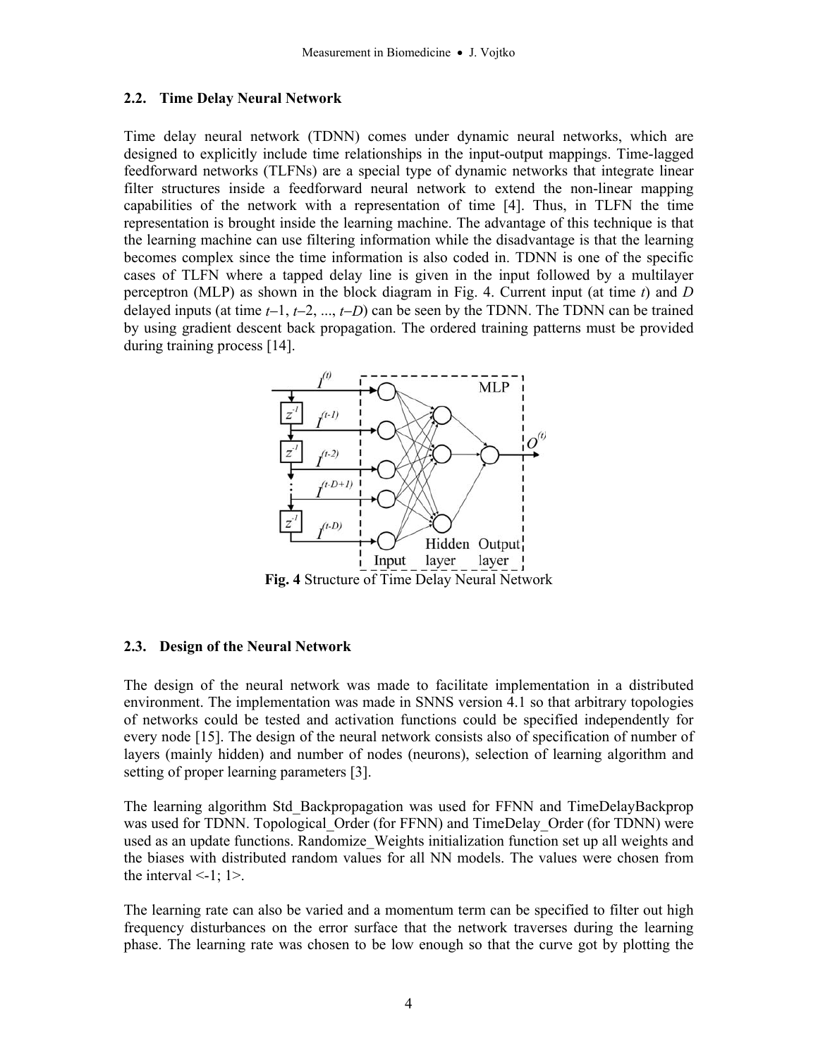### 2.2. Time Delay Neural Network

Time delay neural network (TDNN) comes under dynamic neural networks, which are designed to explicitly include time relationships in the input-output mappings. Time-lagged feedforward networks (TLFNs) are a special type of dynamic networks that integrate linear filter structures inside a feedforward neural network to extend the non-linear mapping capabilities of the network with a representation of time [4]. Thus, in TLFN the time representation is brought inside the learning machine. The advantage of this technique is that the learning machine can use filtering information while the disadvantage is that the learning becomes complex since the time information is also coded in. TDNN is one of the specific cases of TLFN where a tapped delay line is given in the input followed by a multilayer perceptron (MLP) as shown in the block diagram in Fig. 4. Current input (at time $t$) and $D$ delayed inputs (at time $t-1$, $t-2$, ..., $t-D$) can be seen by the TDNN. The TDNN can be trained by using gradient descent back propagation. The ordered training patterns must be provided during training process [14].

**Fig. 4** Structure of Time Delay Neural Network

### 2.3. Design of the Neural Network

The design of the neural network was made to facilitate implementation in a distributed environment. The implementation was made in SNNS version 4.1 so that arbitrary topologies of networks could be tested and activation functions could be specified independently for every node [15]. The design of the neural network consists also of specification of number of layers (mainly hidden) and number of nodes (neurons), selection of learning algorithm and setting of proper learning parameters [3].

The learning algorithm Std_Backpropagation was used for FFNN and TimeDelayBackprop was used for TDNN. Topological_Order (for FFNN) and TimeDelay_Order (for TDNN) were used as an update functions. Randomize_Weights initialization function set up all weights and the biases with distributed random values for all NN models. The values were chosen from the interval <-1; 1>.

The learning rate can also be varied and a momentum term can be specified to filter out high frequency disturbances on the error surface that the network traverses during the learning phase. The learning rate was chosen to be low enough so that the curve got by plotting the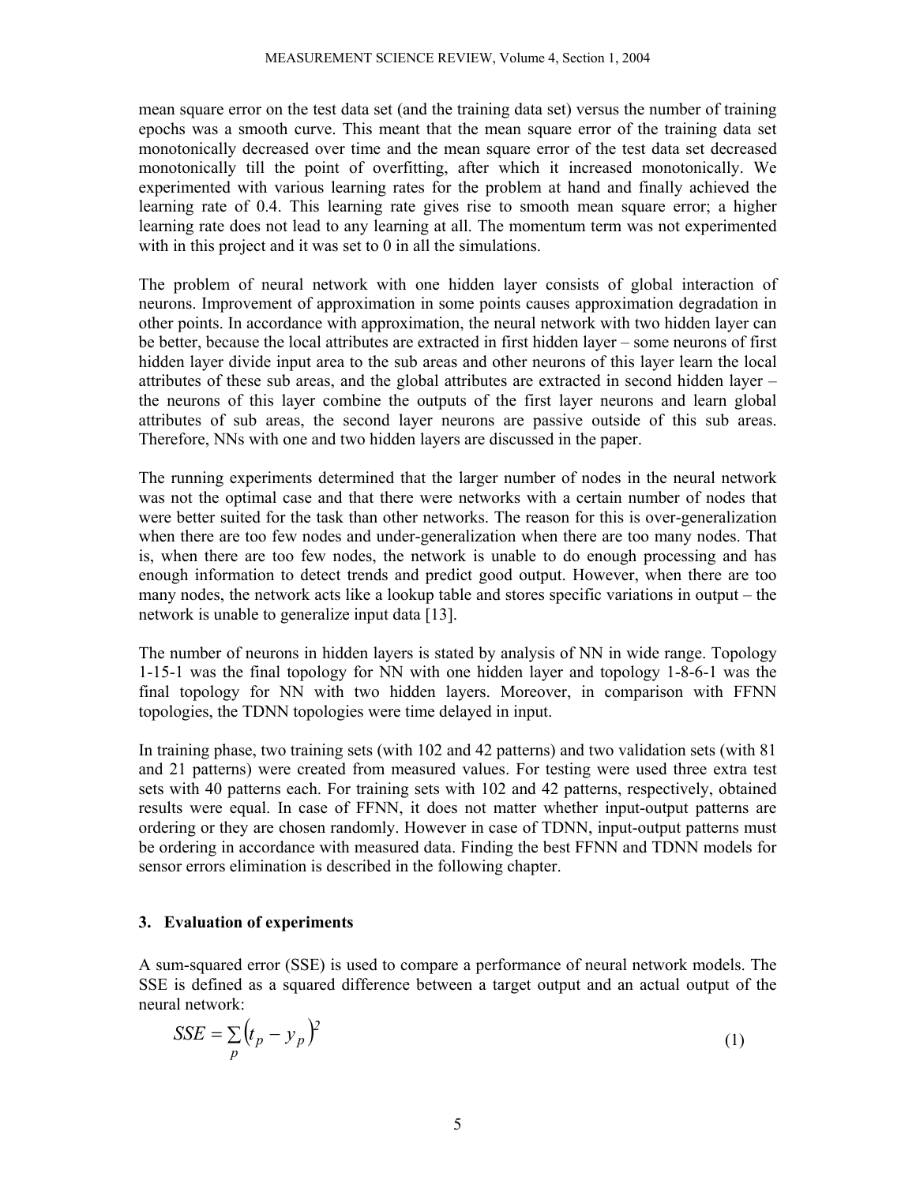mean square error on the test data set (and the training data set) versus the number of training epochs was a smooth curve. This meant that the mean square error of the training data set monotonically decreased over time and the mean square error of the test data set decreased monotonically till the point of overfitting, after which it increased monotonically. We experimented with various learning rates for the problem at hand and finally achieved the learning rate of 0.4. This learning rate gives rise to smooth mean square error; a higher learning rate does not lead to any learning at all. The momentum term was not experimented with in this project and it was set to 0 in all the simulations.

The problem of neural network with one hidden layer consists of global interaction of neurons. Improvement of approximation in some points causes approximation degradation in other points. In accordance with approximation, the neural network with two hidden layer can be better, because the local attributes are extracted in first hidden layer – some neurons of first hidden layer divide input area to the sub areas and other neurons of this layer learn the local attributes of these sub areas, and the global attributes are extracted in second hidden layer – the neurons of this layer combine the outputs of the first layer neurons and learn global attributes of sub areas, the second layer neurons are passive outside of this sub areas. Therefore, NNs with one and two hidden layers are discussed in the paper.

The running experiments determined that the larger number of nodes in the neural network was not the optimal case and that there were networks with a certain number of nodes that were better suited for the task than other networks. The reason for this is over-generalization when there are too few nodes and under-generalization when there are too many nodes. That is, when there are too few nodes, the network is unable to do enough processing and has enough information to detect trends and predict good output. However, when there are too many nodes, the network acts like a lookup table and stores specific variations in output – the network is unable to generalize input data [13].

The number of neurons in hidden layers is stated by analysis of NN in wide range. Topology 1-15-1 was the final topology for NN with one hidden layer and topology 1-8-6-1 was the final topology for NN with two hidden layers. Moreover, in comparison with FFNN topologies, the TDNN topologies were time delayed in input.

In training phase, two training sets (with 102 and 42 patterns) and two validation sets (with 81 and 21 patterns) were created from measured values. For testing were used three extra test sets with 40 patterns each. For training sets with 102 and 42 patterns, respectively, obtained results were equal. In case of FFNN, it does not matter whether input-output patterns are ordering or they are chosen randomly. However in case of TDNN, input-output patterns must be ordering in accordance with measured data. Finding the best FFNN and TDNN models for sensor errors elimination is described in the following chapter.

## 3. Evaluation of experiments

A sum-squared error (SSE) is used to compare a performance of neural network models. The SSE is defined as a squared difference between a target output and an actual output of the neural network:

$$SSE = \sum_{p} \left( t_p - y_p \right)^2 \tag{1}$$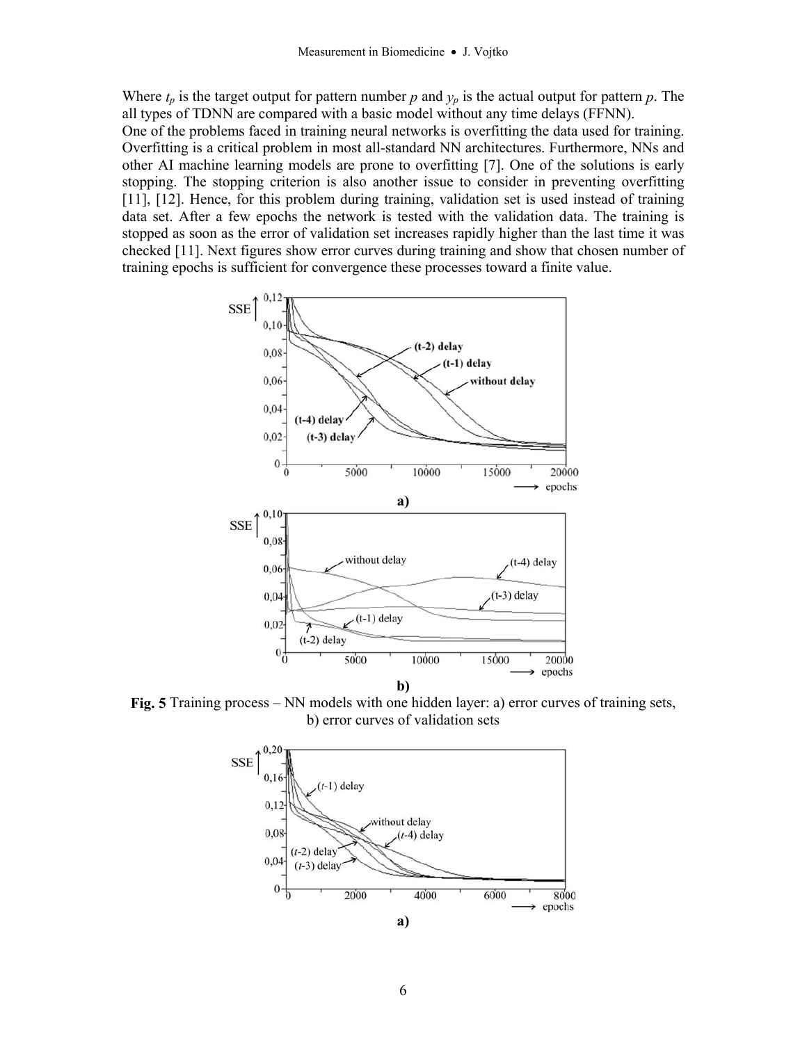Where $t_p$ is the target output for pattern number $p$ and $y_p$ is the actual output for pattern $p$. The all types of TDNN are compared with a basic model without any time delays (FFNN).

One of the problems faced in training neural networks is overfitting the data used for training. Overfitting is a critical problem in most all-standard NN architectures. Furthermore, NNs and other AI machine learning models are prone to overfitting [7]. One of the solutions is early stopping. The stopping criterion is also another issue to consider in preventing overfitting [11], [12]. Hence, for this problem during training, validation set is used instead of training data set. After a few epochs the network is tested with the validation data. The training is stopped as soon as the error of validation set increases rapidly higher than the last time it was checked [11]. Next figures show error curves during training and show that chosen number of training epochs is sufficient for convergence these processes toward a finite value.

**Fig. 5** Training process – NN models with one hidden layer: a) error curves of training sets, b) error curves of validation sets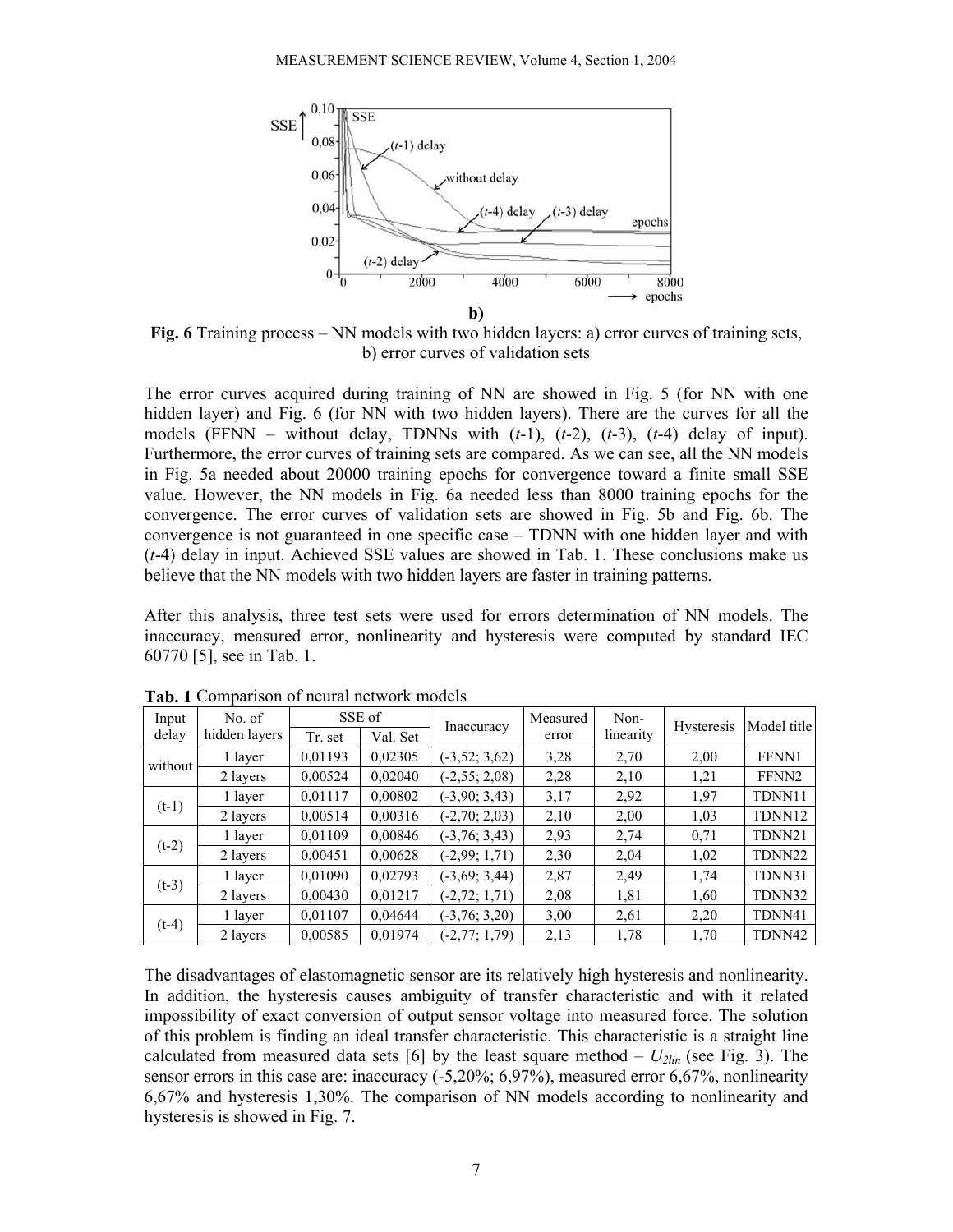**b)**

**Fig. 6** Training process – NN models with two hidden layers: a) error curves of training sets, b) error curves of validation sets

The error curves acquired during training of NN are showed in Fig. 5 (for NN with one hidden layer) and Fig. 6 (for NN with two hidden layers). There are the curves for all the models (FFNN – without delay, TDNNs with ($t$-1), ($t$-2), ($t$-3), ($t$-4) delay of input). Furthermore, the error curves of training sets are compared. As we can see, all the NN models in Fig. 5a needed about 20000 training epochs for convergence toward a finite small SSE value. However, the NN models in Fig. 6a needed less than 8000 training epochs for the convergence. The error curves of validation sets are showed in Fig. 5b and Fig. 6b. The convergence is not guaranteed in one specific case – TDNN with one hidden layer and with ($t$-4) delay in input. Achieved SSE values are showed in Tab. 1. These conclusions make us believe that the NN models with two hidden layers are faster in training patterns.

After this analysis, three test sets were used for errors determination of NN models. The inaccuracy, measured error, nonlinearity and hysteresis were computed by standard IEC 60770 [5], see in Tab. 1.

**Tab. 1** Comparison of neural network models

| Input delay | No. of hidden layers | SSE of | | Inaccuracy | Measured error | Non-linearity | Hysteresis | Model title |
|---|---|---|---|---|---|---|---|---|
| | | Tr. set | Val. Set | | | | | |
| without | 1 layer | 0,01193 | 0,02305 | (-3,52; 3,62) | 3,28 | 2,70 | 2,00 | FFNN1 |
| | 2 layers | 0,00524 | 0,02040 | (-2,55; 2,08) | 2,28 | 2,10 | 1,21 | FFNN2 |
| (t-1) | 1 layer | 0,01117 | 0,00802 | (-3,90; 3,43) | 3,17 | 2,92 | 1,97 | TDNN11 |
| | 2 layers | 0,00514 | 0,00316 | (-2,70; 2,03) | 2,10 | 2,00 | 1,03 | TDNN12 |
| (t-2) | 1 layer | 0,01109 | 0,00846 | (-3,76; 3,43) | 2,93 | 2,74 | 0,71 | TDNN21 |
| | 2 layers | 0,00451 | 0,00628 | (-2,99; 1,71) | 2,30 | 2,04 | 1,02 | TDNN22 |
| (t-3) | 1 layer | 0,01090 | 0,02793 | (-3,69; 3,44) | 2,87 | 2,49 | 1,74 | TDNN31 |
| | 2 layers | 0,00430 | 0,01217 | (-2,72; 1,71) | 2,08 | 1,81 | 1,60 | TDNN32 |
| (t-4) | 1 layer | 0,01107 | 0,04644 | (-3,76; 3,20) | 3,00 | 2,61 | 2,20 | TDNN41 |
| | 2 layers | 0,00585 | 0,01974 | (-2,77; 1,79) | 2,13 | 1,78 | 1,70 | TDNN42 |

The disadvantages of elastomagnetic sensor are its relatively high hysteresis and nonlinearity. In addition, the hysteresis causes ambiguity of transfer characteristic and with it related impossibility of exact conversion of output sensor voltage into measured force. The solution of this problem is finding an ideal transfer characteristic. This characteristic is a straight line calculated from measured data sets [6] by the least square method – $U_{2lin}$ (see Fig. 3). The sensor errors in this case are: inaccuracy (-5,20%; 6,97%), measured error 6,67%, nonlinearity 6,67% and hysteresis 1,30%. The comparison of NN models according to nonlinearity and hysteresis is showed in Fig. 7.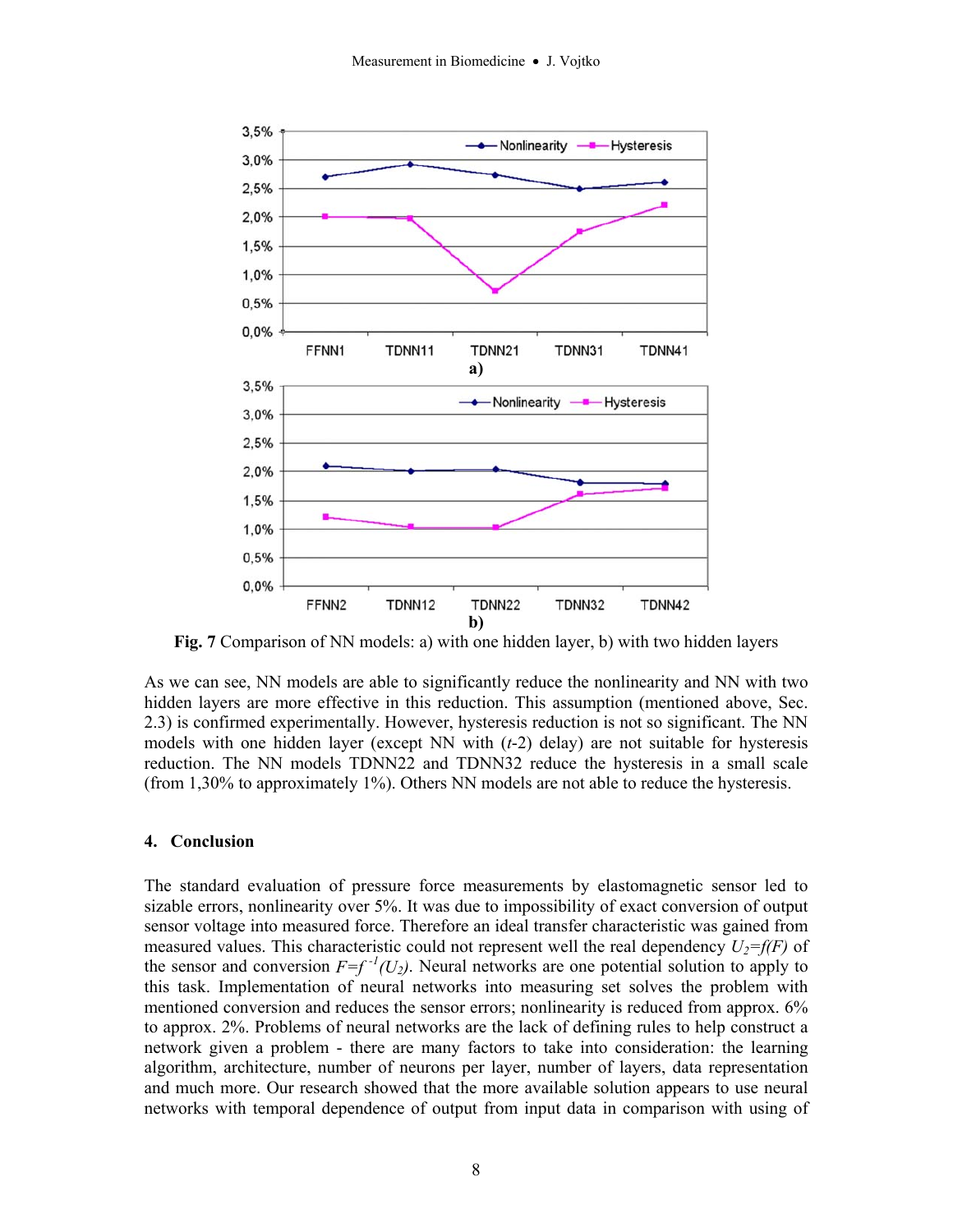Fig. 7 Comparison of NN models: a) with one hidden layer, b) with two hidden layers

As we can see, NN models are able to significantly reduce the nonlinearity and NN with two hidden layers are more effective in this reduction. This assumption (mentioned above, Sec. 2.3) is confirmed experimentally. However, hysteresis reduction is not so significant. The NN models with one hidden layer (except NN with ($t$-2) delay) are not suitable for hysteresis reduction. The NN models TDNN22 and TDNN32 reduce the hysteresis in a small scale (from 1,30% to approximately 1%). Others NN models are not able to reduce the hysteresis.

## 4. Conclusion

The standard evaluation of pressure force measurements by elastomagnetic sensor led to sizable errors, nonlinearity over 5%. It was due to impossibility of exact conversion of output sensor voltage into measured force. Therefore an ideal transfer characteristic was gained from measured values. This characteristic could not represent well the real dependency $U_2=f(F)$ of the sensor and conversion $F=f^{-1}(U_2)$. Neural networks are one potential solution to apply to this task. Implementation of neural networks into measuring set solves the problem with mentioned conversion and reduces the sensor errors; nonlinearity is reduced from approx. 6% to approx. 2%. Problems of neural networks are the lack of defining rules to help construct a network given a problem - there are many factors to take into consideration: the learning algorithm, architecture, number of neurons per layer, number of layers, data representation and much more. Our research showed that the more available solution appears to use neural networks with temporal dependence of output from input data in comparison with using of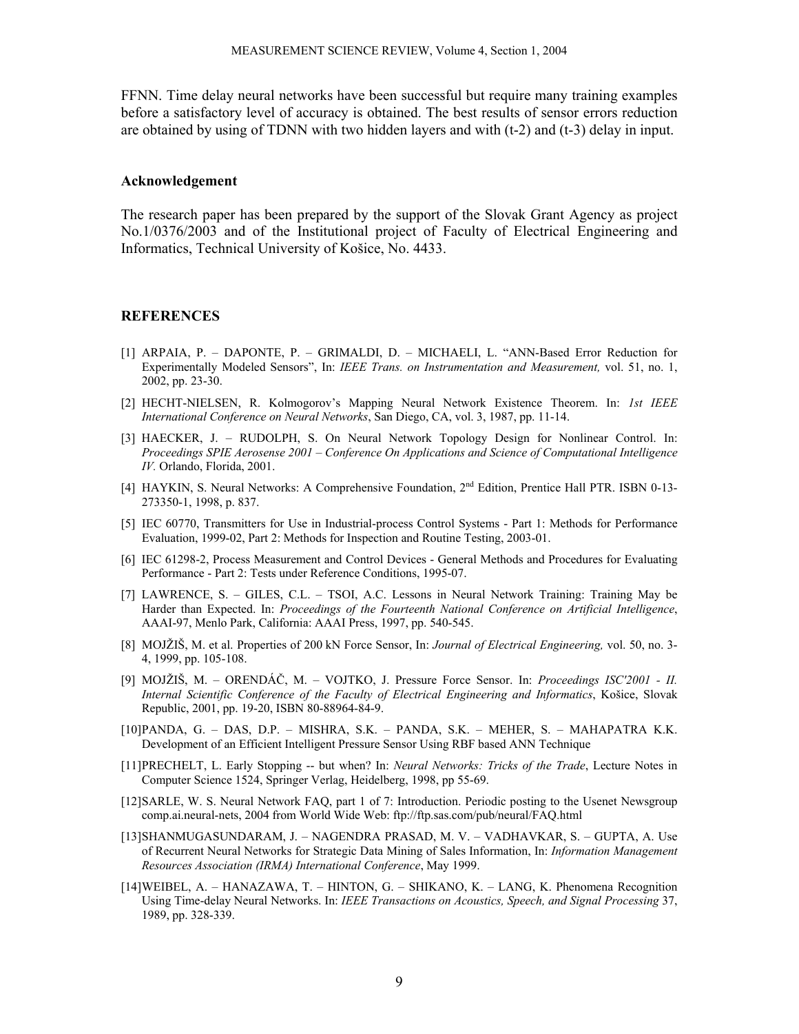FFNN. Time delay neural networks have been successful but require many training examples before a satisfactory level of accuracy is obtained. The best results of sensor errors reduction are obtained by using of TDNN with two hidden layers and with (t-2) and (t-3) delay in input.

### Acknowledgement

The research paper has been prepared by the support of the Slovak Grant Agency as project No.1/0376/2003 and of the Institutional project of Faculty of Electrical Engineering and Informatics, Technical University of Košice, No. 4433.

### REFERENCES

[1] ARPAIA, P. – DAPONTE, P. – GRIMALDI, D. – MICHAELI, L. "ANN-Based Error Reduction for Experimentally Modeled Sensors", In: *IEEE Trans. on Instrumentation and Measurement,* vol. 51, no. 1, 2002, pp. 23-30.

[2] HECHT-NIELSEN, R. Kolmogorov's Mapping Neural Network Existence Theorem. In: *1st IEEE International Conference on Neural Networks*, San Diego, CA, vol. 3, 1987, pp. 11-14.

[3] HAECKER, J. – RUDOLPH, S. On Neural Network Topology Design for Nonlinear Control. In: *Proceedings SPIE Aerosense 2001 – Conference On Applications and Science of Computational Intelligence IV.* Orlando, Florida, 2001.

[4] HAYKIN, S. Neural Networks: A Comprehensive Foundation, 2nd Edition, Prentice Hall PTR. ISBN 0-13-273350-1, 1998, p. 837.

[5] IEC 60770, Transmitters for Use in Industrial-process Control Systems - Part 1: Methods for Performance Evaluation, 1999-02, Part 2: Methods for Inspection and Routine Testing, 2003-01.

[6] IEC 61298-2, Process Measurement and Control Devices - General Methods and Procedures for Evaluating Performance - Part 2: Tests under Reference Conditions, 1995-07.

[7] LAWRENCE, S. – GILES, C.L. – TSOI, A.C. Lessons in Neural Network Training: Training May be Harder than Expected. In: *Proceedings of the Fourteenth National Conference on Artificial Intelligence*, AAAI-97, Menlo Park, California: AAAI Press, 1997, pp. 540-545.

[8] MOJŽIŠ, M. et al. Properties of 200 kN Force Sensor, In: *Journal of Electrical Engineering,* vol. 50, no. 3-4, 1999, pp. 105-108.

[9] MOJŽIŠ, M. – ORENDÁČ, M. – VOJTKO, J. Pressure Force Sensor. In: *Proceedings ISC'2001 - II. Internal Scientific Conference of the Faculty of Electrical Engineering and Informatics*, Košice, Slovak Republic, 2001, pp. 19-20, ISBN 80-88964-84-9.

[10] PANDA, G. – DAS, D.P. – MISHRA, S.K. – PANDA, S.K. – MEHER, S. – MAHAPATRA K.K. Development of an Efficient Intelligent Pressure Sensor Using RBF based ANN Technique

[11] PRECHELT, L. Early Stopping -- but when? In: *Neural Networks: Tricks of the Trade*, Lecture Notes in Computer Science 1524, Springer Verlag, Heidelberg, 1998, pp 55-69.

[12] SARLE, W. S. Neural Network FAQ, part 1 of 7: Introduction. Periodic posting to the Usenet Newsgroup comp.ai.neural-nets, 2004 from World Wide Web: ftp://ftp.sas.com/pub/neural/FAQ.html

[13] SHANMUGASUNDARAM, J. – NAGENDRA PRASAD, M. V. – VADHAVKAR, S. – GUPTA, A. Use of Recurrent Neural Networks for Strategic Data Mining of Sales Information, In: *Information Management Resources Association (IRMA) International Conference*, May 1999.

[14] WEIBEL, A. – HANAZAWA, T. – HINTON, G. – SHIKANO, K. – LANG, K. Phenomena Recognition Using Time-delay Neural Networks. In: *IEEE Transactions on Acoustics, Speech, and Signal Processing* 37, 1989, pp. 328-339.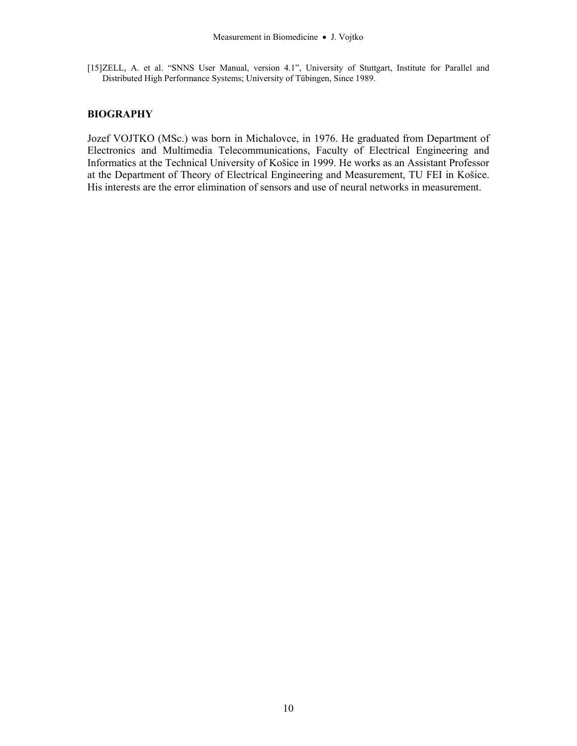[15] ZELL, A. et al. "SNNS User Manual, version 4.1", University of Stuttgart, Institute for Parallel and Distributed High Performance Systems; University of Tübingen, Since 1989.

## BIOGRAPHY

Jozef VOJTKO (MSc.) was born in Michalovce, in 1976. He graduated from Department of Electronics and Multimedia Telecommunications, Faculty of Electrical Engineering and Informatics at the Technical University of Košice in 1999. He works as an Assistant Professor at the Department of Theory of Electrical Engineering and Measurement, TU FEI in Košice. His interests are the error elimination of sensors and use of neural networks in measurement.